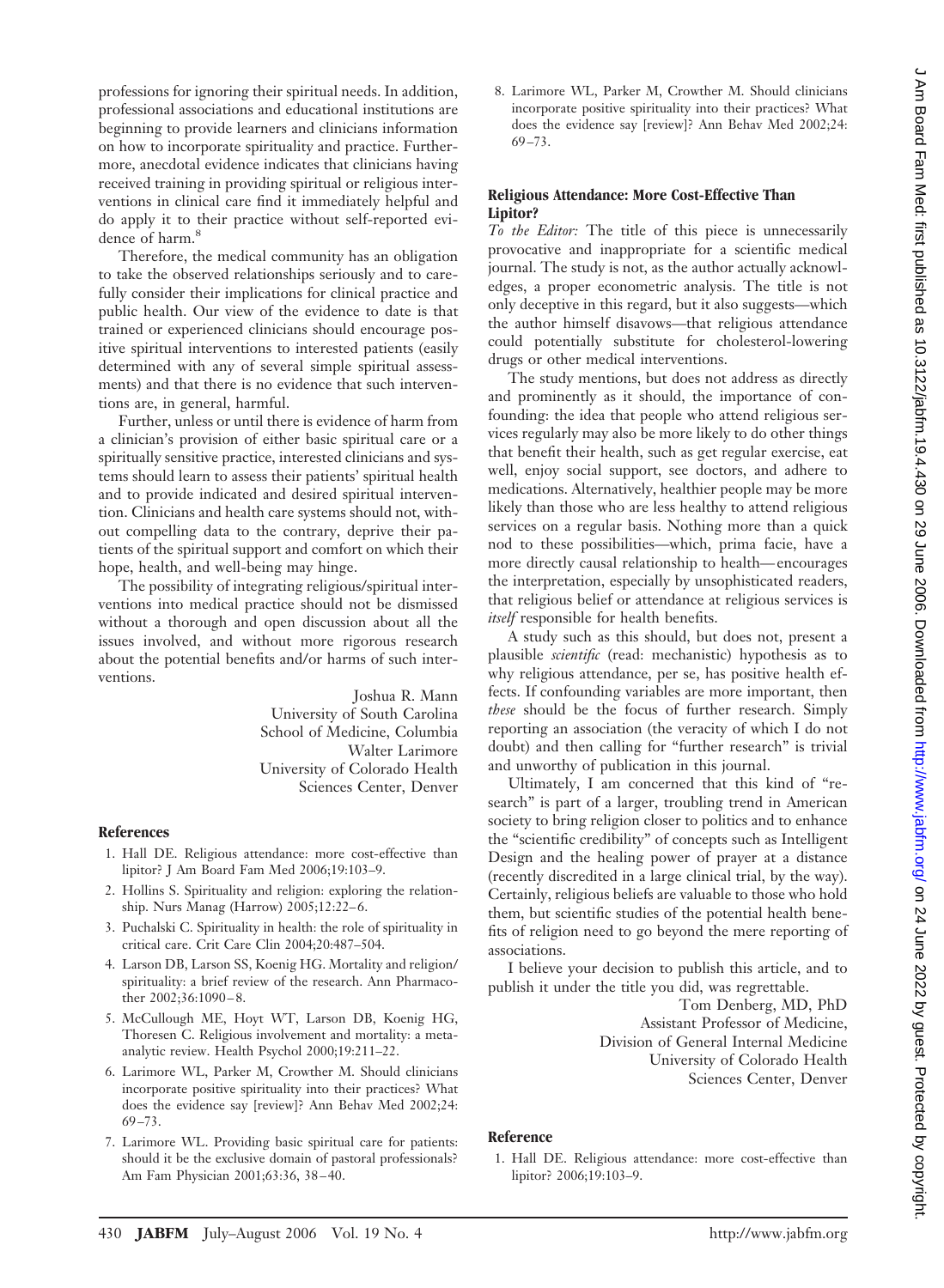professions for ignoring their spiritual needs. In addition, professional associations and educational institutions are beginning to provide learners and clinicians information on how to incorporate spirituality and practice. Furthermore, anecdotal evidence indicates that clinicians having received training in providing spiritual or religious interventions in clinical care find it immediately helpful and do apply it to their practice without self-reported evidence of harm.[8]

Therefore, the medical community has an obligation to take the observed relationships seriously and to carefully consider their implications for clinical practice and public health. Our view of the evidence to date is that trained or experienced clinicians should encourage positive spiritual interventions to interested patients (easily determined with any of several simple spiritual assessments) and that there is no evidence that such interventions are, in general, harmful.

Further, unless or until there is evidence of harm from a clinician's provision of either basic spiritual care or a spiritually sensitive practice, interested clinicians and systems should learn to assess their patients' spiritual health and to provide indicated and desired spiritual intervention. Clinicians and health care systems should not, without compelling data to the contrary, deprive their patients of the spiritual support and comfort on which their hope, health, and well-being may hinge.

The possibility of integrating religious/spiritual interventions into medical practice should not be dismissed without a thorough and open discussion about all the issues involved, and without more rigorous research about the potential benefits and/or harms of such interventions.

Joshua R. Mann
University of South Carolina
School of Medicine, Columbia
Walter Larimore
University of Colorado Health
Sciences Center, Denver

### References

1. Hall DE. Religious attendance: more cost-effective than lipitor? J Am Board Fam Med 2006;19:103–9.
2. Hollins S. Spirituality and religion: exploring the relationship. Nurs Manag (Harrow) 2005;12:22–6.
3. Puchalski C. Spirituality in health: the role of spirituality in critical care. Crit Care Clin 2004;20:487–504.
4. Larson DB, Larson SS, Koenig HG. Mortality and religion/spirituality: a brief review of the research. Ann Pharmacother 2002;36:1090–8.
5. McCullough ME, Hoyt WT, Larson DB, Koenig HG, Thoresen C. Religious involvement and mortality: a meta-analytic review. Health Psychol 2000;19:211–22.
6. Larimore WL, Parker M, Crowther M. Should clinicians incorporate positive spirituality into their practices? What does the evidence say [review]? Ann Behav Med 2002;24:69–73.
7. Larimore WL. Providing basic spiritual care for patients: should it be the exclusive domain of pastoral professionals? Am Fam Physician 2001;63:36, 38–40.
8. Larimore WL, Parker M, Crowther M. Should clinicians incorporate positive spirituality into their practices? What does the evidence say [review]? Ann Behav Med 2002;24:69–73.

## Religious Attendance: More Cost-Effective Than Lipitor?

*To the Editor:* The title of this piece is unnecessarily provocative and inappropriate for a scientific medical journal. The study is not, as the author actually acknowledges, a proper econometric analysis. The title is not only deceptive in this regard, but it also suggests—which the author himself disavows—that religious attendance could potentially substitute for cholesterol-lowering drugs or other medical interventions.

The study mentions, but does not address as directly and prominently as it should, the importance of confounding: the idea that people who attend religious services regularly may also be more likely to do other things that benefit their health, such as get regular exercise, eat well, enjoy social support, see doctors, and adhere to medications. Alternatively, healthier people may be more likely than those who are less healthy to attend religious services on a regular basis. Nothing more than a quick nod to these possibilities—which, prima facie, have a more directly causal relationship to health—encourages the interpretation, especially by unsophisticated readers, that religious belief or attendance at religious services is *itself* responsible for health benefits.

A study such as this should, but does not, present a plausible *scientific* (read: mechanistic) hypothesis as to why religious attendance, per se, has positive health effects. If confounding variables are more important, then *these* should be the focus of further research. Simply reporting an association (the veracity of which I do not doubt) and then calling for "further research" is trivial and unworthy of publication in this journal.

Ultimately, I am concerned that this kind of "research" is part of a larger, troubling trend in American society to bring religion closer to politics and to enhance the "scientific credibility" of concepts such as Intelligent Design and the healing power of prayer at a distance (recently discredited in a large clinical trial, by the way). Certainly, religious beliefs are valuable to those who hold them, but scientific studies of the potential health benefits of religion need to go beyond the mere reporting of associations.

I believe your decision to publish this article, and to publish it under the title you did, was regrettable.

Tom Denberg, MD, PhD
Assistant Professor of Medicine,
Division of General Internal Medicine
University of Colorado Health
Sciences Center, Denver

### Reference

1. Hall DE. Religious attendance: more cost-effective than lipitor? 2006;19:103–9.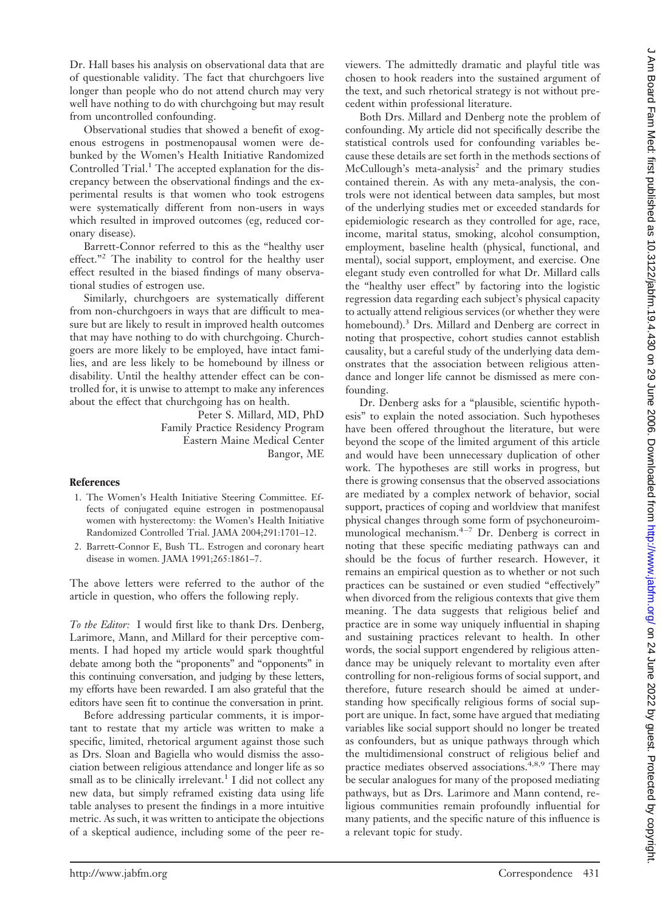Dr. Hall bases his analysis on observational data that are of questionable validity. The fact that churchgoers live longer than people who do not attend church may very well have nothing to do with churchgoing but may result from uncontrolled confounding.

Observational studies that showed a benefit of exogenous estrogens in postmenopausal women were debunked by the Women's Health Initiative Randomized Controlled Trial.[1] The accepted explanation for the discrepancy between the observational findings and the experimental results is that women who took estrogens were systematically different from non-users in ways which resulted in improved outcomes (eg, reduced coronary disease).

Barrett-Connor referred to this as the "healthy user effect."[2] The inability to control for the healthy user effect resulted in the biased findings of many observational studies of estrogen use.

Similarly, churchgoers are systematically different from non-churchgoers in ways that are difficult to measure but are likely to result in improved health outcomes that may have nothing to do with churchgoing. Churchgoers are more likely to be employed, have intact families, and are less likely to be homebound by illness or disability. Until the healthy attender effect can be controlled for, it is unwise to attempt to make any inferences about the effect that churchgoing has on health.

Peter S. Millard, MD, PhD
Family Practice Residency Program
Eastern Maine Medical Center
Bangor, ME

### References

1. The Women's Health Initiative Steering Committee. Effects of conjugated equine estrogen in postmenopausal women with hysterectomy: the Women's Health Initiative Randomized Controlled Trial. JAMA 2004;291:1701–12.
2. Barrett-Connor E, Bush TL. Estrogen and coronary heart disease in women. JAMA 1991;265:1861–7.

The above letters were referred to the author of the article in question, who offers the following reply.

*To the Editor:* I would first like to thank Drs. Denberg, Larimore, Mann, and Millard for their perceptive comments. I had hoped my article would spark thoughtful debate among both the "proponents" and "opponents" in this continuing conversation, and judging by these letters, my efforts have been rewarded. I am also grateful that the editors have seen fit to continue the conversation in print.

Before addressing particular comments, it is important to restate that my article was written to make a specific, limited, rhetorical argument against those such as Drs. Sloan and Bagiella who would dismiss the association between religious attendance and longer life as so small as to be clinically irrelevant.[1] I did not collect any new data, but simply reframed existing data using life table analyses to present the findings in a more intuitive metric. As such, it was written to anticipate the objections of a skeptical audience, including some of the peer reviewers. The admittedly dramatic and playful title was chosen to hook readers into the sustained argument of the text, and such rhetorical strategy is not without precedent within professional literature.

Both Drs. Millard and Denberg note the problem of confounding. My article did not specifically describe the statistical controls used for confounding variables because these details are set forth in the methods sections of McCullough's meta-analysis[2] and the primary studies contained therein. As with any meta-analysis, the controls were not identical between data samples, but most of the underlying studies met or exceeded standards for epidemiologic research as they controlled for age, race, income, marital status, smoking, alcohol consumption, employment, baseline health (physical, functional, and mental), social support, employment, and exercise. One elegant study even controlled for what Dr. Millard calls the "healthy user effect" by factoring into the logistic regression data regarding each subject's physical capacity to actually attend religious services (or whether they were homebound).[3] Drs. Millard and Denberg are correct in noting that prospective, cohort studies cannot establish causality, but a careful study of the underlying data demonstrates that the association between religious attendance and longer life cannot be dismissed as mere confounding.

Dr. Denberg asks for a "plausible, scientific hypothesis" to explain the noted association. Such hypotheses have been offered throughout the literature, but were beyond the scope of the limited argument of this article and would have been unnecessary duplication of other work. The hypotheses are still works in progress, but there is growing consensus that the observed associations are mediated by a complex network of behavior, social support, practices of coping and worldview that manifest physical changes through some form of psychoneuroimmunological mechanism.[4–7] Dr. Denberg is correct in noting that these specific mediating pathways can and should be the focus of further research. However, it remains an empirical question as to whether or not such practices can be sustained or even studied "effectively" when divorced from the religious contexts that give them meaning. The data suggests that religious belief and practice are in some way uniquely influential in shaping and sustaining practices relevant to health. In other words, the social support engendered by religious attendance may be uniquely relevant to mortality even after controlling for non-religious forms of social support, and therefore, future research should be aimed at understanding how specifically religious forms of social support are unique. In fact, some have argued that mediating variables like social support should no longer be treated as confounders, but as unique pathways through which the multidimensional construct of religious belief and practice mediates observed associations.[4,8,9] There may be secular analogues for many of the proposed mediating pathways, but as Drs. Larimore and Mann contend, religious communities remain profoundly influential for many patients, and the specific nature of this influence is a relevant topic for study.